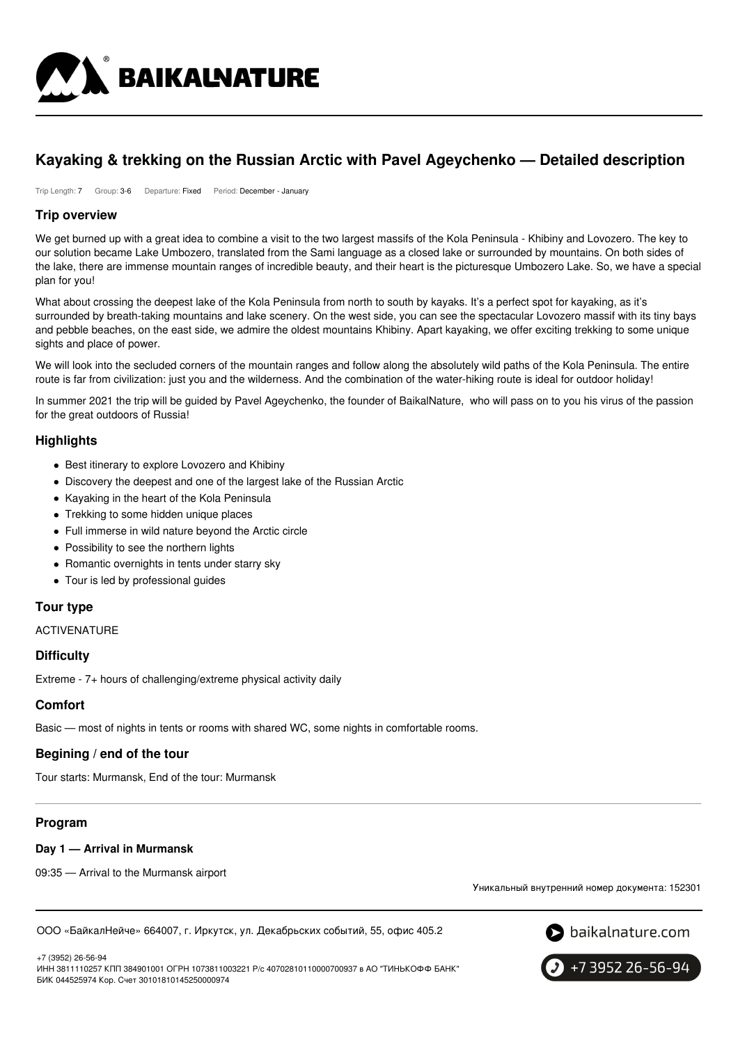# Kayaking & trekking on the Russian Arctic with Pavel Ageychenko — Detailed description

Trip Length: 7 Group: 3-6 Departure: Fixed Period: December - January

## Trip overview

We get burned up with a great idea to combine a visit to the two largest massifs of the Kola Peninsula - Khibiny and Lovozero. The key to our solution became Lake Umbozero, translated from the Sami language as a closed lake or surrounded by mountains. On both sides of the lake, there are immense mountain ranges of incredible beauty, and their heart is the picturesque Umbozero Lake. So, we have a special plan for you!

What about crossing the deepest lake of the Kola Peninsula from north to south by kayaks. It's a perfect spot for kayaking, as it's surrounded by breath-taking mountains and lake scenery. On the west side, you can see the spectacular Lovozero massif with its tiny bays and pebble beaches, on the east side, we admire the oldest mountains Khibiny. Apart kayaking, we offer exciting trekking to some unique sights and place of power.

We will look into the secluded corners of the mountain ranges and follow along the absolutely wild paths of the Kola Peninsula. The entire route is far from civilization: just you and the wilderness. And the combination of the water-hiking route is ideal for outdoor holiday!

In summer 2021 the trip will be guided by Pavel Ageychenko, the founder of BaikalNature, who will pass on to you his virus of the passion for the great outdoors of Russia!

## Highlights

- Best itinerary to explore Lovozero and Khibiny
- Discovery the deepest and one of the largest lake of the Russian Arctic
- Kayaking in the heart of the Kola Peninsula
- Trekking to some hidden unique places
- Full immerse in wild nature beyond the Arctic circle
- Possibility to see the northern lights
- Romantic overnights in tents under starry sky
- Tour is led by professional guides

## Tour type

ACTIVENATURE

## Difficulty

Extreme - 7+ hours of challenging/extreme physical activity daily

## Comfort

Basic — most of nights in tents or rooms with shared WC, some nights in comfortable rooms.

## Begining / end of the tour

Tour starts: Murmansk, End of the tour: Murmansk

## Program

### Day 1 — Arrival in Murmansk

09:35 — Arrival to the Murmansk airport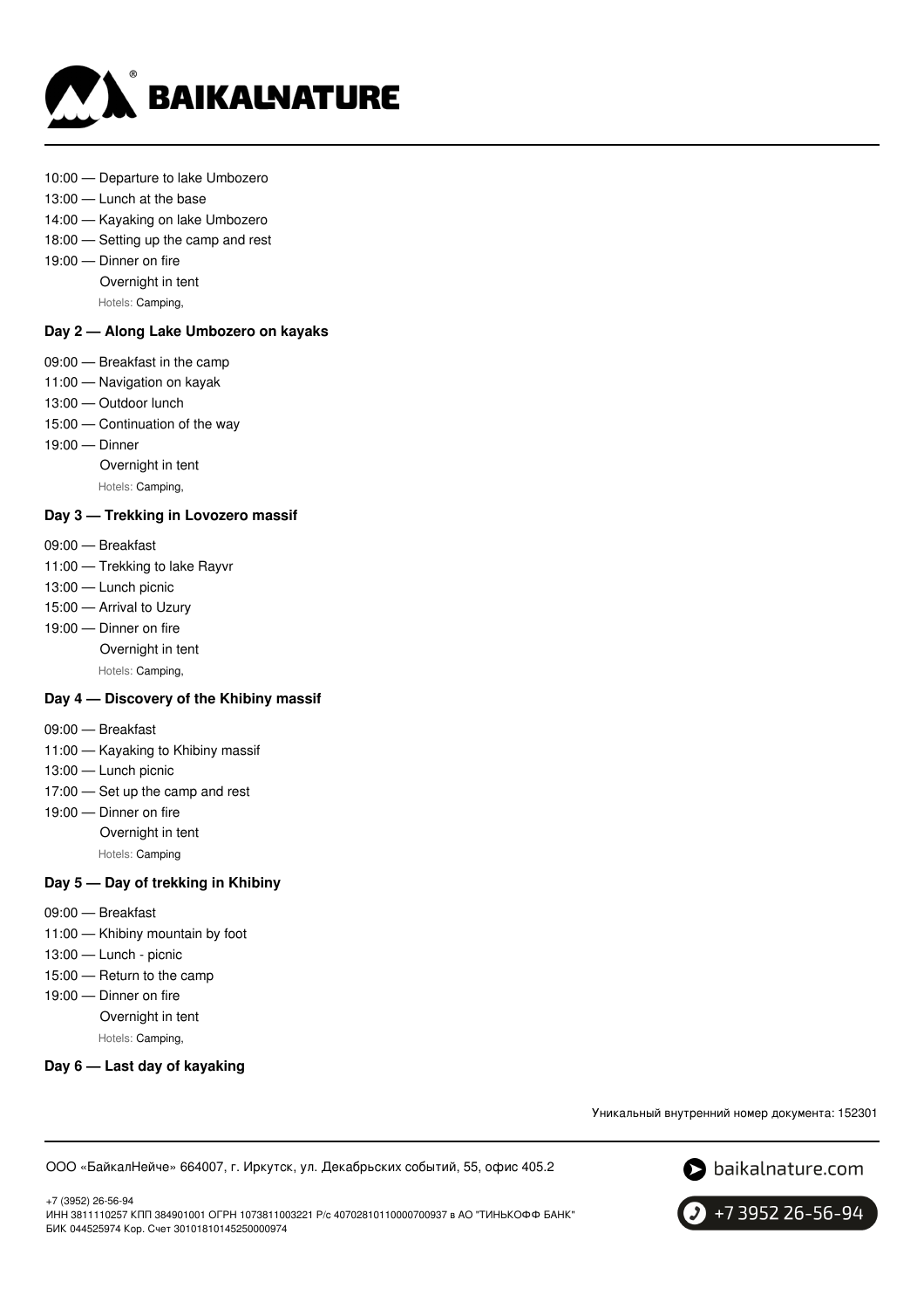10:00 — Departure to lake Umbozero
13:00 — Lunch at the base
14:00 — Kayaking on lake Umbozero
18:00 — Setting up the camp and rest
19:00 — Dinner on fire
Overnight in tent
Hotels: Camping,

### Day 2 — Along Lake Umbozero on kayaks

09:00 — Breakfast in the camp
11:00 — Navigation on kayak
13:00 — Outdoor lunch
15:00 — Continuation of the way
19:00 — Dinner
Overnight in tent
Hotels: Camping,

### Day 3 — Trekking in Lovozero massif

09:00 — Breakfast
11:00 — Trekking to lake Rayvr
13:00 — Lunch picnic
15:00 — Arrival to Uzury
19:00 — Dinner on fire
Overnight in tent
Hotels: Camping,

### Day 4 — Discovery of the Khibiny massif

09:00 — Breakfast
11:00 — Kayaking to Khibiny massif
13:00 — Lunch picnic
17:00 — Set up the camp and rest
19:00 — Dinner on fire
Overnight in tent
Hotels: Camping

### Day 5 — Day of trekking in Khibiny

09:00 — Breakfast
11:00 — Khibiny mountain by foot
13:00 — Lunch - picnic
15:00 — Return to the camp
19:00 — Dinner on fire
Overnight in tent
Hotels: Camping,

### Day 6 — Last day of kayaking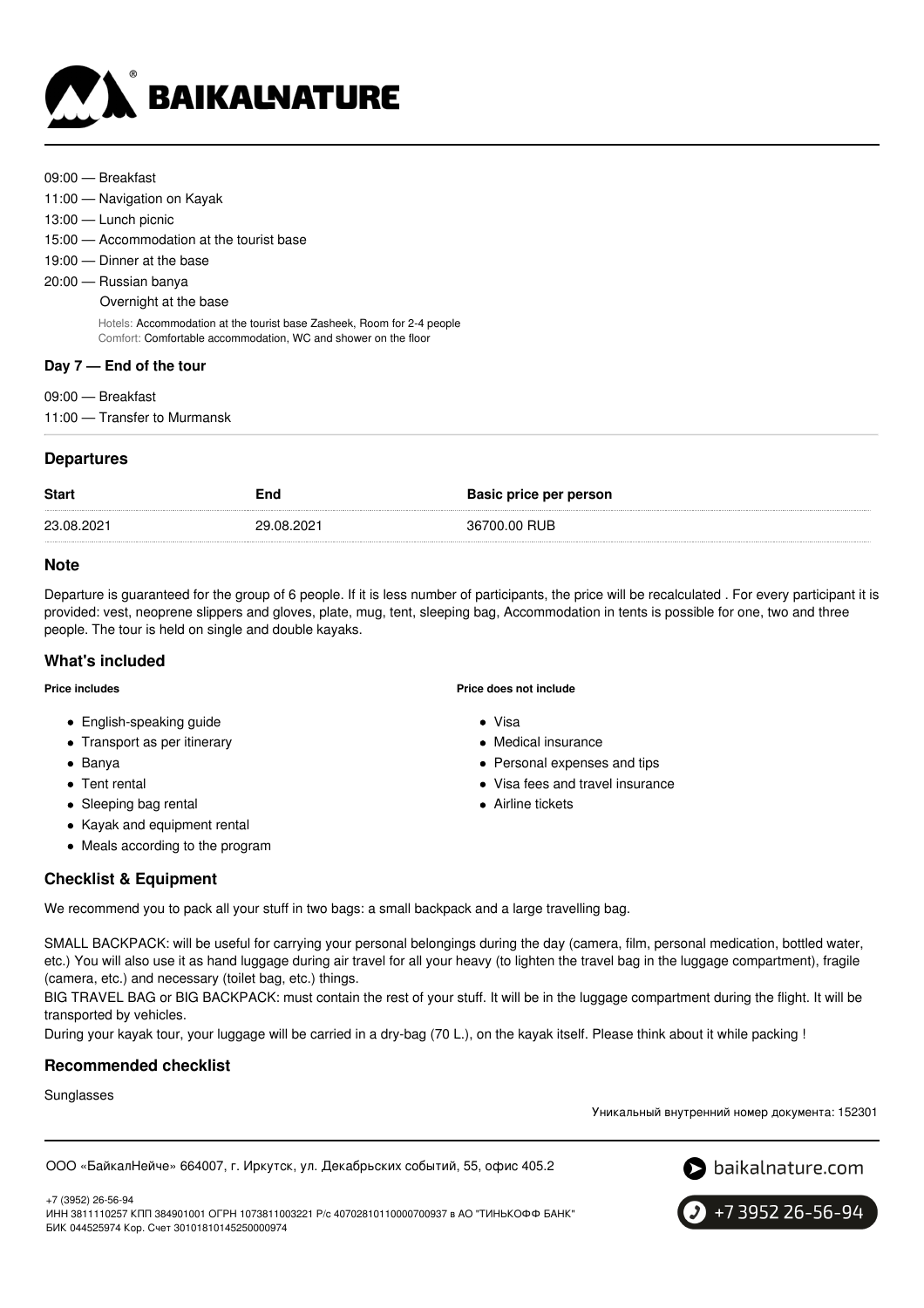09:00 — Breakfast
11:00 — Navigation on Kayak
13:00 — Lunch picnic
15:00 — Accommodation at the tourist base
19:00 — Dinner at the base
20:00 — Russian banya

Overnight at the base

Hotels: Accommodation at the tourist base Zasheek, Room for 2-4 people
Comfort: Comfortable accommodation, WC and shower on the floor

**Day 7 — End of the tour**

09:00 — Breakfast
11:00 — Transfer to Murmansk

## Departures

| Start | End | Basic price per person |
|---|---|---|
| 23.08.2021 | 29.08.2021 | 36700.00 RUB |

## Note

Departure is guaranteed for the group of 6 people. If it is less number of participants, the price will be recalculated . For every participant it is provided: vest, neoprene slippers and gloves, plate, mug, tent, sleeping bag, Accommodation in tents is possible for one, two and three people. The tour is held on single and double kayaks.

## What's included

**Price includes**

- English-speaking guide
- Transport as per itinerary
- Banya
- Tent rental
- Sleeping bag rental
- Kayak and equipment rental
- Meals according to the program

**Price does not include**

- Visa
- Medical insurance
- Personal expenses and tips
- Visa fees and travel insurance
- Airline tickets

## Checklist & Equipment

We recommend you to pack all your stuff in two bags: a small backpack and a large travelling bag.

SMALL BACKPACK: will be useful for carrying your personal belongings during the day (camera, film, personal medication, bottled water, etc.) You will also use it as hand luggage during air travel for all your heavy (to lighten the travel bag in the luggage compartment), fragile (camera, etc.) and necessary (toilet bag, etc.) things.
BIG TRAVEL BAG or BIG BACKPACK: must contain the rest of your stuff. It will be in the luggage compartment during the flight. It will be transported by vehicles.
During your kayak tour, your luggage will be carried in a dry-bag (70 L.), on the kayak itself. Please think about it while packing !

## Recommended checklist

Sunglasses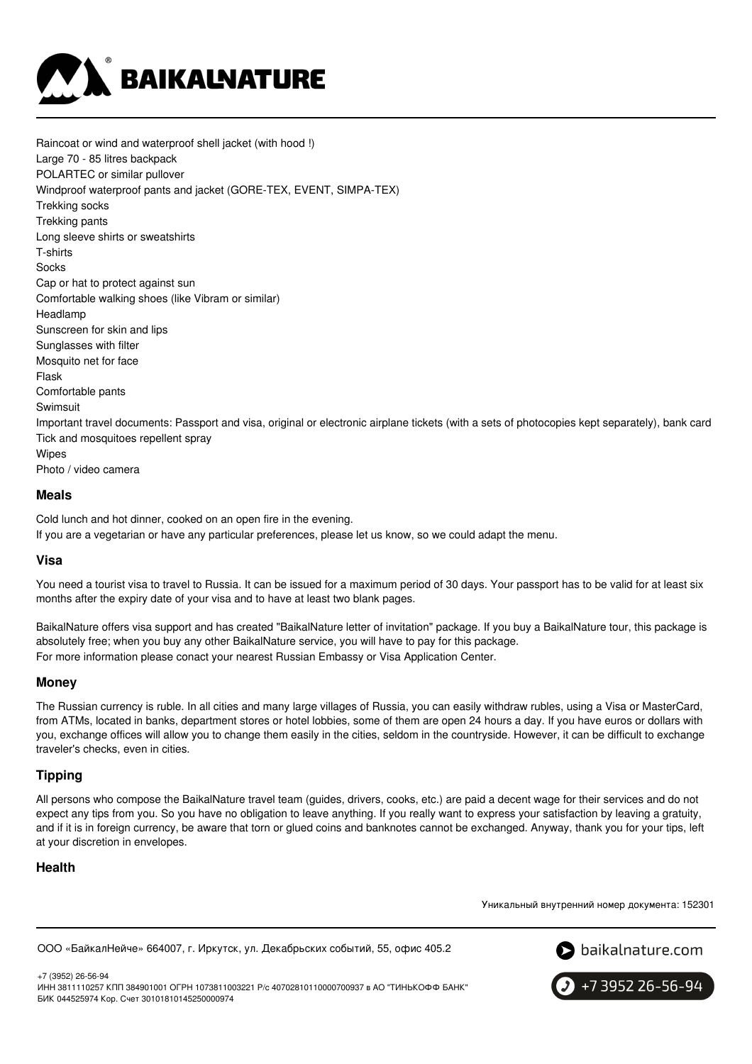Raincoat or wind and waterproof shell jacket (with hood !)
Large 70 - 85 litres backpack
POLARTEC or similar pullover
Windproof waterproof pants and jacket (GORE-TEX, EVENT, SIMPA-TEX)
Trekking socks
Trekking pants
Long sleeve shirts or sweatshirts
T-shirts
Socks
Cap or hat to protect against sun
Comfortable walking shoes (like Vibram or similar)
Headlamp
Sunscreen for skin and lips
Sunglasses with filter
Mosquito net for face
Flask
Comfortable pants
Swimsuit
Important travel documents: Passport and visa, original or electronic airplane tickets (with a sets of photocopies kept separately), bank card
Tick and mosquitoes repellent spray
Wipes
Photo / video camera

## Meals

Cold lunch and hot dinner, cooked on an open fire in the evening.
If you are a vegetarian or have any particular preferences, please let us know, so we could adapt the menu.

## Visa

You need a tourist visa to travel to Russia. It can be issued for a maximum period of 30 days. Your passport has to be valid for at least six months after the expiry date of your visa and to have at least two blank pages.

BaikalNature offers visa support and has created "BaikalNature letter of invitation" package. If you buy a BaikalNature tour, this package is absolutely free; when you buy any other BaikalNature service, you will have to pay for this package.
For more information please conact your nearest Russian Embassy or Visa Application Center.

## Money

The Russian currency is ruble. In all cities and many large villages of Russia, you can easily withdraw rubles, using a Visa or MasterCard, from ATMs, located in banks, department stores or hotel lobbies, some of them are open 24 hours a day. If you have euros or dollars with you, exchange offices will allow you to change them easily in the cities, seldom in the countryside. However, it can be difficult to exchange traveler's checks, even in cities.

## Tipping

All persons who compose the BaikalNature travel team (guides, drivers, cooks, etc.) are paid a decent wage for their services and do not expect any tips from you. So you have no obligation to leave anything. If you really want to express your satisfaction by leaving a gratuity, and if it is in foreign currency, be aware that torn or glued coins and banknotes cannot be exchanged. Anyway, thank you for your tips, left at your discretion in envelopes.

## Health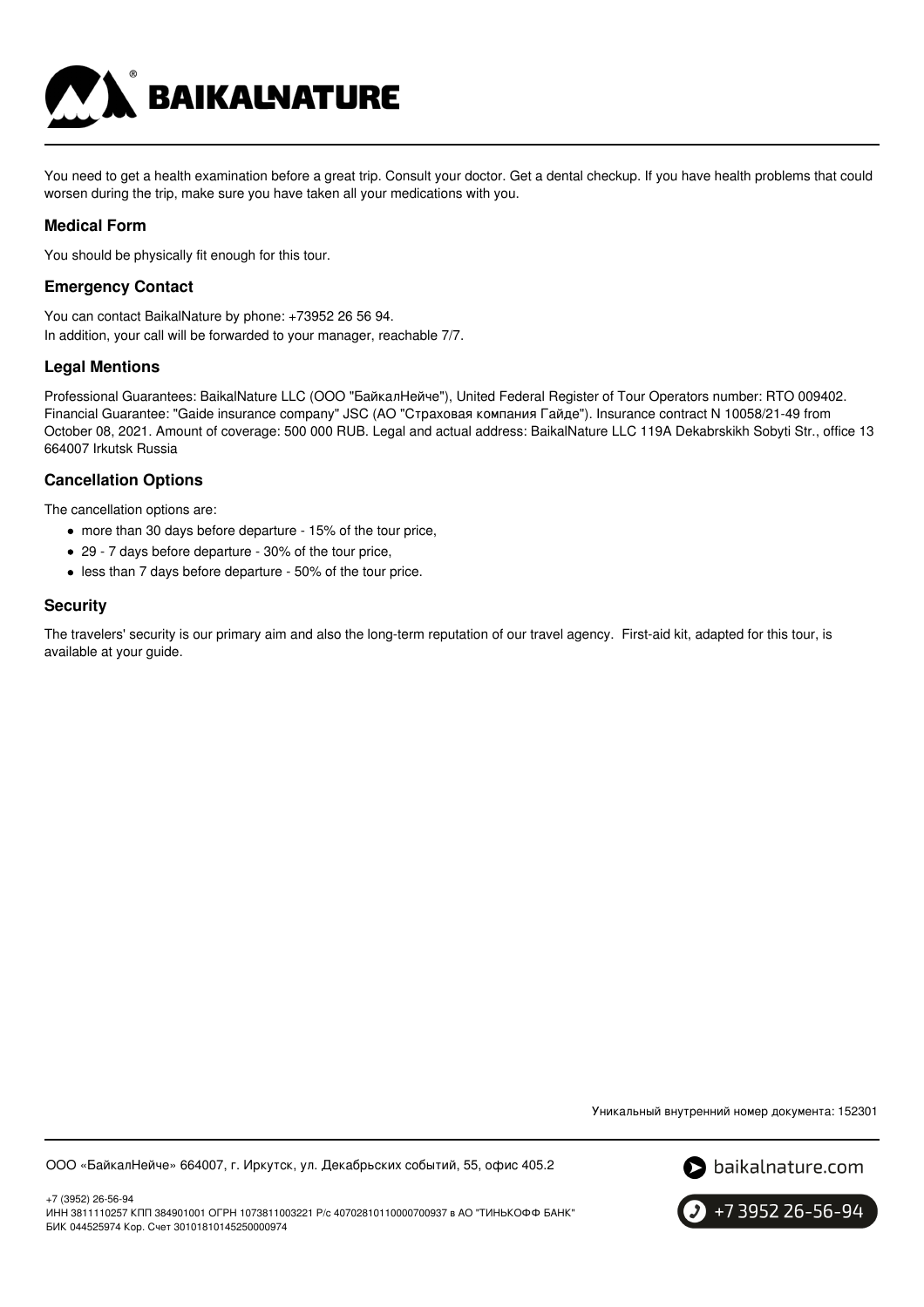You need to get a health examination before a great trip. Consult your doctor. Get a dental checkup. If you have health problems that could worsen during the trip, make sure you have taken all your medications with you.

### Medical Form

You should be physically fit enough for this tour.

### Emergency Contact

You can contact BaikalNature by phone: +73952 26 56 94.
In addition, your call will be forwarded to your manager, reachable 7/7.

### Legal Mentions

Professional Guarantees: BaikalNature LLC (OOO "БайкалНейче"), United Federal Register of Tour Operators number: RTO 009402. Financial Guarantee: "Gaide insurance company" JSC (АО "Страховая компания Гайде"). Insurance contract N 10058/21-49 from October 08, 2021. Amount of coverage: 500 000 RUB. Legal and actual address: BaikalNature LLC 119A Dekabrskikh Sobyti Str., office 13 664007 Irkutsk Russia

### Cancellation Options

The cancellation options are:

- more than 30 days before departure - 15% of the tour price,
- 29 - 7 days before departure - 30% of the tour price,
- less than 7 days before departure - 50% of the tour price.

### Security

The travelers' security is our primary aim and also the long-term reputation of our travel agency. First-aid kit, adapted for this tour, is available at your guide.

Уникальный внутренний номер документа: 152301